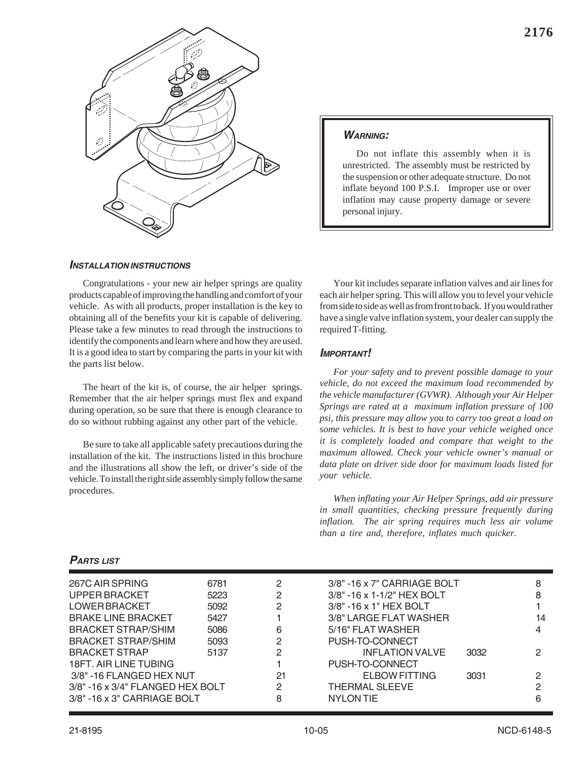# 2176

> ***WARNING:***
>
> Do not inflate this assembly when it is unrestricted. The assembly must be restricted by the suspension or other adequate structure. Do not inflate beyond 100 P.S.I. Improper use or over inflation may cause property damage or severe personal injury.

## *INSTALLATION INSTRUCTIONS*

Congratulations - your new air helper springs are quality products capable of improving the handling and comfort of your vehicle. As with all products, proper installation is the key to obtaining all of the benefits your kit is capable of delivering. Please take a few minutes to read through the instructions to identify the components and learn where and how they are used. It is a good idea to start by comparing the parts in your kit with the parts list below.

The heart of the kit is, of course, the air helper springs. Remember that the air helper springs must flex and expand during operation, so be sure that there is enough clearance to do so without rubbing against any other part of the vehicle.

Be sure to take all applicable safety precautions during the installation of the kit. The instructions listed in this brochure and the illustrations all show the left, or driver's side of the vehicle. To install the right side assembly simply follow the same procedures.

Your kit includes separate inflation valves and air lines for each air helper spring. This will allow you to level your vehicle from side to side as well as from front to back. If you would rather have a single valve inflation system, your dealer can supply the required T-fitting.

## *IMPORTANT!*

*For your safety and to prevent possible damage to your vehicle, do not exceed the maximum load recommended by the vehicle manufacturer (GVWR). Although your Air Helper Springs are rated at a maximum inflation pressure of 100 psi, this pressure may allow you to carry too great a load on some vehicles. It is best to have your vehicle weighed once it is completely loaded and compare that weight to the maximum allowed. Check your vehicle owner's manual or data plate on driver side door for maximum loads listed for your vehicle.*

*When inflating your Air Helper Springs, add air pressure in small quantities, checking pressure frequently during inflation. The air spring requires much less air volume than a tire and, therefore, inflates much quicker.*

## *PARTS LIST*

| Description | Part No. | Qty |
|---|---|---|
| 267C AIR SPRING | 6781 | 2 |
| UPPER BRACKET | 5223 | 2 |
| LOWER BRACKET | 5092 | 2 |
| BRAKE LINE BRACKET | 5427 | 1 |
| BRACKET STRAP/SHIM | 5086 | 6 |
| BRACKET STRAP/SHIM | 5093 | 2 |
| BRACKET STRAP | 5137 | 2 |
| 18FT. AIR LINE TUBING | | 1 |
| 3/8" -16 FLANGED HEX NUT | | 21 |
| 3/8" -16 x 3/4" FLANGED HEX BOLT | | 2 |
| 3/8" -16 x 3" CARRIAGE BOLT | | 8 |
| 3/8" -16 x 7" CARRIAGE BOLT | | 8 |
| 3/8" -16 x 1-1/2" HEX BOLT | | 8 |
| 3/8" -16 x 1" HEX BOLT | | 1 |
| 3/8" LARGE FLAT WASHER | | 14 |
| 5/16" FLAT WASHER | | 4 |
| PUSH-TO-CONNECT INFLATION VALVE | 3032 | 2 |
| PUSH-TO-CONNECT ELBOW FITTING | 3031 | 2 |
| THERMAL SLEEVE | | 2 |
| NYLON TIE | | 6 |

21-8195 10-05 NCD-6148-5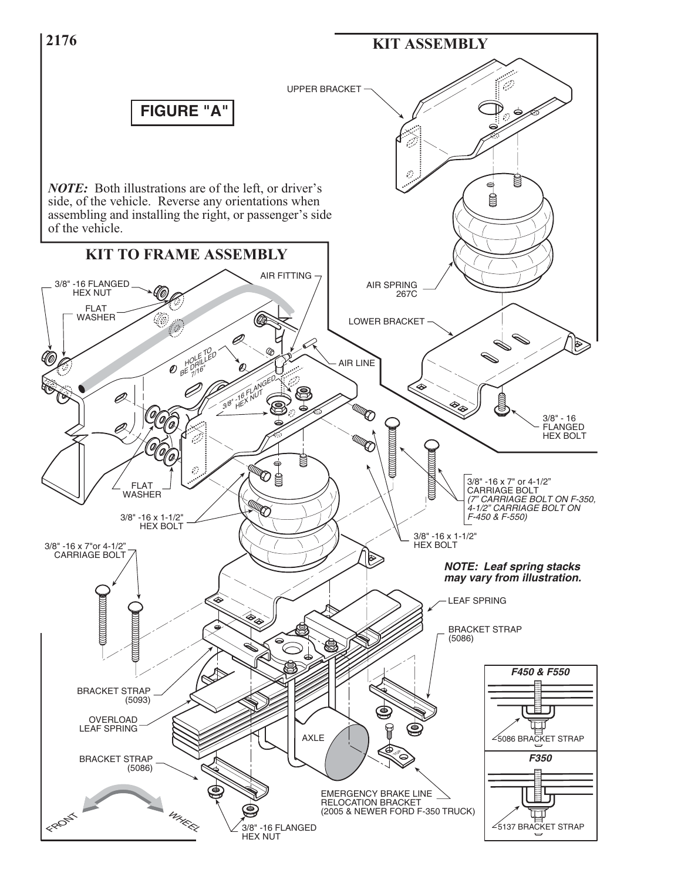2176

## KIT ASSEMBLY

## FIGURE "A"

***NOTE:*** Both illustrations are of the left, or driver's side, of the vehicle. Reverse any orientations when assembling and installing the right, or passenger's side of the vehicle.

## KIT TO FRAME ASSEMBLY

UPPER BRACKET

AIR SPRING 267C

LOWER BRACKET

3/8" - 16 FLANGED HEX BOLT

3/8" -16 FLANGED HEX NUT

FLAT WASHER

AIR FITTING

HOLE TO BE DRILLED 7/16"

AIR LINE

3/8" -16 FLANGED HEX NUT

FLAT WASHER

3/8" -16 x 1-1/2" HEX BOLT

3/8" -16 x 7" or 4-1/2" CARRIAGE BOLT *(7" CARRIAGE BOLT ON F-350, 4-1/2" CARRIAGE BOLT ON F-450 & F-550)*

3/8" -16 x 1-1/2" HEX BOLT

3/8" -16 x 7"or 4-1/2" CARRIAGE BOLT

***NOTE: Leaf spring stacks may vary from illustration.***

LEAF SPRING

BRACKET STRAP (5086)

BRACKET STRAP (5093)

OVERLOAD LEAF SPRING

AXLE

BRACKET STRAP (5086)

EMERGENCY BRAKE LINE RELOCATION BRACKET (2005 & NEWER FORD F-350 TRUCK)

3/8" -16 FLANGED HEX NUT

FRONT

WHEEL

***F450 & F550***

5086 BRACKET STRAP

***F350***

5137 BRACKET STRAP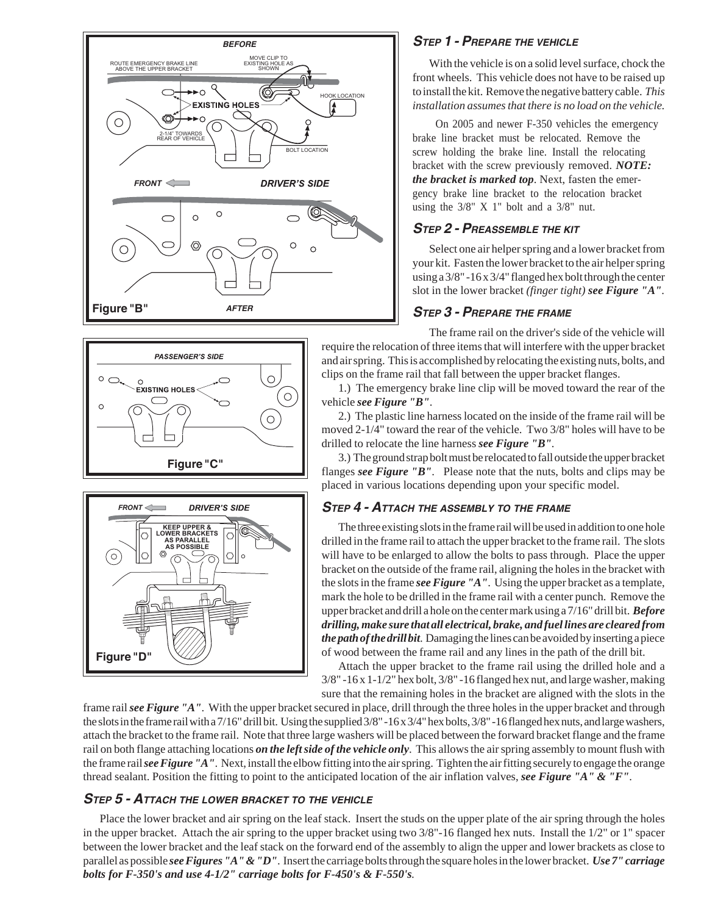## STEP 1 - PREPARE THE VEHICLE

With the vehicle is on a solid level surface, chock the front wheels. This vehicle does not have to be raised up to install the kit. Remove the negative battery cable. *This installation assumes that there is no load on the vehicle.*

On 2005 and newer F-350 vehicles the emergency brake line bracket must be relocated. Remove the screw holding the brake line. Install the relocating bracket with the screw previously removed. ***NOTE: the bracket is marked top***. Next, fasten the emergency brake line bracket to the relocation bracket using the 3/8" X 1" bolt and a 3/8" nut.

## STEP 2 - PREASSEMBLE THE KIT

Select one air helper spring and a lower bracket from your kit. Fasten the lower bracket to the air helper spring using a 3/8" -16 x 3/4" flanged hex bolt through the center slot in the lower bracket *(finger tight)* ***see Figure "A"***.

## STEP 3 - PREPARE THE FRAME

The frame rail on the driver's side of the vehicle will require the relocation of three items that will interfere with the upper bracket and air spring. This is accomplished by relocating the existing nuts, bolts, and clips on the frame rail that fall between the upper bracket flanges.

1.) The emergency brake line clip will be moved toward the rear of the vehicle ***see Figure "B"***.

2.) The plastic line harness located on the inside of the frame rail will be moved 2-1/4" toward the rear of the vehicle. Two 3/8" holes will have to be drilled to relocate the line harness ***see Figure "B"***.

3.) The ground strap bolt must be relocated to fall outside the upper bracket flanges ***see Figure "B"***. Please note that the nuts, bolts and clips may be placed in various locations depending upon your specific model.

## STEP 4 - ATTACH THE ASSEMBLY TO THE FRAME

The three existing slots in the frame rail will be used in addition to one hole drilled in the frame rail to attach the upper bracket to the frame rail. The slots will have to be enlarged to allow the bolts to pass through. Place the upper bracket on the outside of the frame rail, aligning the holes in the bracket with the slots in the frame ***see Figure "A"***. Using the upper bracket as a template, mark the hole to be drilled in the frame rail with a center punch. Remove the upper bracket and drill a hole on the center mark using a 7/16" drill bit. ***Before drilling, make sure that all electrical, brake, and fuel lines are cleared from the path of the drill bit.*** Damaging the lines can be avoided by inserting a piece of wood between the frame rail and any lines in the path of the drill bit.

Attach the upper bracket to the frame rail using the drilled hole and a 3/8" -16 x 1-1/2" hex bolt, 3/8" -16 flanged hex nut, and large washer, making sure that the remaining holes in the bracket are aligned with the slots in the frame rail ***see Figure "A"***. With the upper bracket secured in place, drill through the three holes in the upper bracket and through the slots in the frame rail with a 7/16" drill bit. Using the supplied 3/8" -16 x 3/4" hex bolts, 3/8" -16 flanged hex nuts, and large washers, attach the bracket to the frame rail. Note that three large washers will be placed between the forward bracket flange and the frame rail on both flange attaching locations ***on the left side of the vehicle only***. This allows the air spring assembly to mount flush with the frame rail ***see Figure "A"***. Next, install the elbow fitting into the air spring. Tighten the air fitting securely to engage the orange thread sealant. Position the fitting to point to the anticipated location of the air inflation valves, ***see Figure "A" & "F"***.

## STEP 5 - ATTACH THE LOWER BRACKET TO THE VEHICLE

Place the lower bracket and air spring on the leaf stack. Insert the studs on the upper plate of the air spring through the holes in the upper bracket. Attach the air spring to the upper bracket using two 3/8"-16 flanged hex nuts. Install the 1/2" or 1" spacer between the lower bracket and the leaf stack on the forward end of the assembly to align the upper and lower brackets as close to parallel as possible ***see Figures "A" & "D"***. Insert the carriage bolts through the square holes in the lower bracket. ***Use 7" carriage bolts for F-350's and use 4-1/2" carriage bolts for F-450's & F-550's.***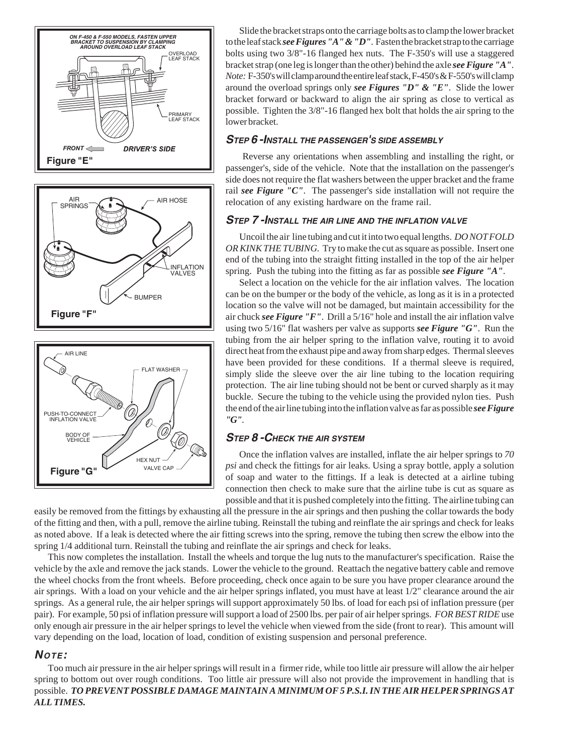ON F-450 & F-550 MODELS, FASTEN UPPER BRACKET TO SUSPENSION BY CLAMPING AROUND OVERLOAD LEAF STACK

OVERLOAD LEAF STACK

PRIMARY LEAF STACK

FRONT

DRIVER'S SIDE

Figure "E"

AIR SPRINGS

AIR HOSE

INFLATION VALVES

BUMPER

Figure "F"

AIR LINE

FLAT WASHER

PUSH-TO-CONNECT INFLATION VALVE

BODY OF VEHICLE

HEX NUT

VALVE CAP

Figure "G"

Slide the bracket straps onto the carriage bolts as to clamp the lower bracket to the leaf stack ***see Figures "A" & "D"***. Fasten the bracket strap to the carriage bolts using two 3/8"-16 flanged hex nuts. The F-350's will use a staggered bracket strap (one leg is longer than the other) behind the axle ***see Figure "A"***. *Note:* F-350's will clamp around the entire leaf stack, F-450's & F-550's will clamp around the overload springs only ***see Figures "D" & "E"***. Slide the lower bracket forward or backward to align the air spring as close to vertical as possible. Tighten the 3/8"-16 flanged hex bolt that holds the air spring to the lower bracket.

### STEP 6 - INSTALL THE PASSENGER'S SIDE ASSEMBLY

Reverse any orientations when assembling and installing the right, or passenger's, side of the vehicle. Note that the installation on the passenger's side does not require the flat washers between the upper bracket and the frame rail ***see Figure "C"***. The passenger's side installation will not require the relocation of any existing hardware on the frame rail.

### STEP 7 - INSTALL THE AIR LINE AND THE INFLATION VALVE

Uncoil the air line tubing and cut it into two equal lengths. *DO NOT FOLD OR KINK THE TUBING.* Try to make the cut as square as possible. Insert one end of the tubing into the straight fitting installed in the top of the air helper spring. Push the tubing into the fitting as far as possible ***see Figure "A"***.

Select a location on the vehicle for the air inflation valves. The location can be on the bumper or the body of the vehicle, as long as it is in a protected location so the valve will not be damaged, but maintain accessibility for the air chuck ***see Figure "F"***. Drill a 5/16" hole and install the air inflation valve using two 5/16" flat washers per valve as supports ***see Figure "G"***. Run the tubing from the air helper spring to the inflation valve, routing it to avoid direct heat from the exhaust pipe and away from sharp edges. Thermal sleeves have been provided for these conditions. If a thermal sleeve is required, simply slide the sleeve over the air line tubing to the location requiring protection. The air line tubing should not be bent or curved sharply as it may buckle. Secure the tubing to the vehicle using the provided nylon ties. Push the end of the air line tubing into the inflation valve as far as possible ***see Figure "G"***.

### STEP 8 - CHECK THE AIR SYSTEM

Once the inflation valves are installed, inflate the air helper springs to *70 psi* and check the fittings for air leaks. Using a spray bottle, apply a solution of soap and water to the fittings. If a leak is detected at a airline tubing connection then check to make sure that the airline tube is cut as square as possible and that it is pushed completely into the fitting. The airline tubing can easily be removed from the fittings by exhausting all the pressure in the air springs and then pushing the collar towards the body of the fitting and then, with a pull, remove the airline tubing. Reinstall the tubing and reinflate the air springs and check for leaks as noted above. If a leak is detected where the air fitting screws into the spring, remove the tubing then screw the elbow into the spring 1/4 additional turn. Reinstall the tubing and reinflate the air springs and check for leaks.

This now completes the installation. Install the wheels and torque the lug nuts to the manufacturer's specification. Raise the vehicle by the axle and remove the jack stands. Lower the vehicle to the ground. Reattach the negative battery cable and remove the wheel chocks from the front wheels. Before proceeding, check once again to be sure you have proper clearance around the air springs. With a load on your vehicle and the air helper springs inflated, you must have at least 1/2" clearance around the air springs. As a general rule, the air helper springs will support approximately 50 lbs. of load for each psi of inflation pressure (per pair). For example, 50 psi of inflation pressure will support a load of 2500 lbs. per pair of air helper springs. *FOR BEST RIDE* use only enough air pressure in the air helper springs to level the vehicle when viewed from the side (front to rear). This amount will vary depending on the load, location of load, condition of existing suspension and personal preference.

### NOTE:

Too much air pressure in the air helper springs will result in a firmer ride, while too little air pressure will allow the air helper spring to bottom out over rough conditions. Too little air pressure will also not provide the improvement in handling that is possible. ***TO PREVENT POSSIBLE DAMAGE MAINTAIN A MINIMUM OF 5 P.S.I. IN THE AIR HELPER SPRINGS AT ALL TIMES.***